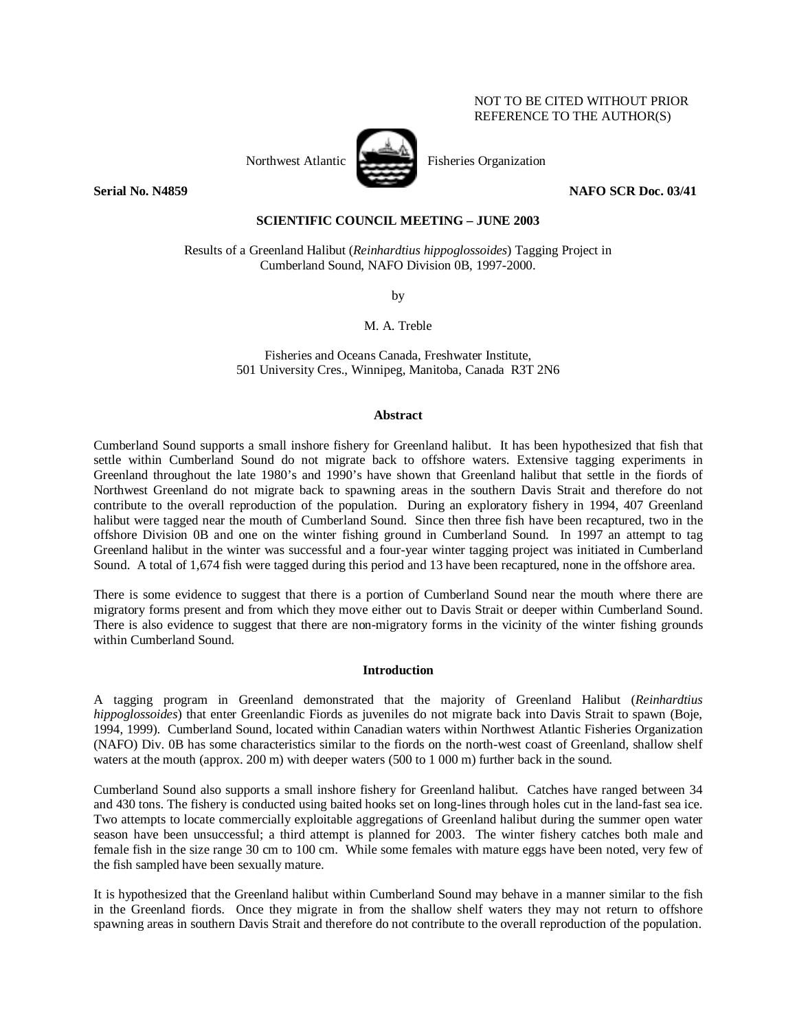NOT TO BE CITED WITHOUT PRIOR REFERENCE TO THE AUTHOR(S)

Northwest Atlantic Fisheries Organization

**Serial No. N4859** **NAFO SCR Doc. 03/41**

**SCIENTIFIC COUNCIL MEETING – JUNE 2003**

# Results of a Greenland Halibut (*Reinhardtius hippoglossoides*) Tagging Project in Cumberland Sound, NAFO Division 0B, 1997-2000.

by

M. A. Treble

Fisheries and Oceans Canada, Freshwater Institute,
501 University Cres., Winnipeg, Manitoba, Canada R3T 2N6

## Abstract

Cumberland Sound supports a small inshore fishery for Greenland halibut. It has been hypothesized that fish that settle within Cumberland Sound do not migrate back to offshore waters. Extensive tagging experiments in Greenland throughout the late 1980's and 1990's have shown that Greenland halibut that settle in the fiords of Northwest Greenland do not migrate back to spawning areas in the southern Davis Strait and therefore do not contribute to the overall reproduction of the population. During an exploratory fishery in 1994, 407 Greenland halibut were tagged near the mouth of Cumberland Sound. Since then three fish have been recaptured, two in the offshore Division 0B and one on the winter fishing ground in Cumberland Sound. In 1997 an attempt to tag Greenland halibut in the winter was successful and a four-year winter tagging project was initiated in Cumberland Sound. A total of 1,674 fish were tagged during this period and 13 have been recaptured, none in the offshore area.

There is some evidence to suggest that there is a portion of Cumberland Sound near the mouth where there are migratory forms present and from which they move either out to Davis Strait or deeper within Cumberland Sound. There is also evidence to suggest that there are non-migratory forms in the vicinity of the winter fishing grounds within Cumberland Sound.

## Introduction

A tagging program in Greenland demonstrated that the majority of Greenland Halibut (*Reinhardtius hippoglossoides*) that enter Greenlandic Fiords as juveniles do not migrate back into Davis Strait to spawn (Boje, 1994, 1999). Cumberland Sound, located within Canadian waters within Northwest Atlantic Fisheries Organization (NAFO) Div. 0B has some characteristics similar to the fiords on the north-west coast of Greenland, shallow shelf waters at the mouth (approx. 200 m) with deeper waters (500 to 1 000 m) further back in the sound.

Cumberland Sound also supports a small inshore fishery for Greenland halibut. Catches have ranged between 34 and 430 tons. The fishery is conducted using baited hooks set on long-lines through holes cut in the land-fast sea ice. Two attempts to locate commercially exploitable aggregations of Greenland halibut during the summer open water season have been unsuccessful; a third attempt is planned for 2003. The winter fishery catches both male and female fish in the size range 30 cm to 100 cm. While some females with mature eggs have been noted, very few of the fish sampled have been sexually mature.

It is hypothesized that the Greenland halibut within Cumberland Sound may behave in a manner similar to the fish in the Greenland fiords. Once they migrate in from the shallow shelf waters they may not return to offshore spawning areas in southern Davis Strait and therefore do not contribute to the overall reproduction of the population.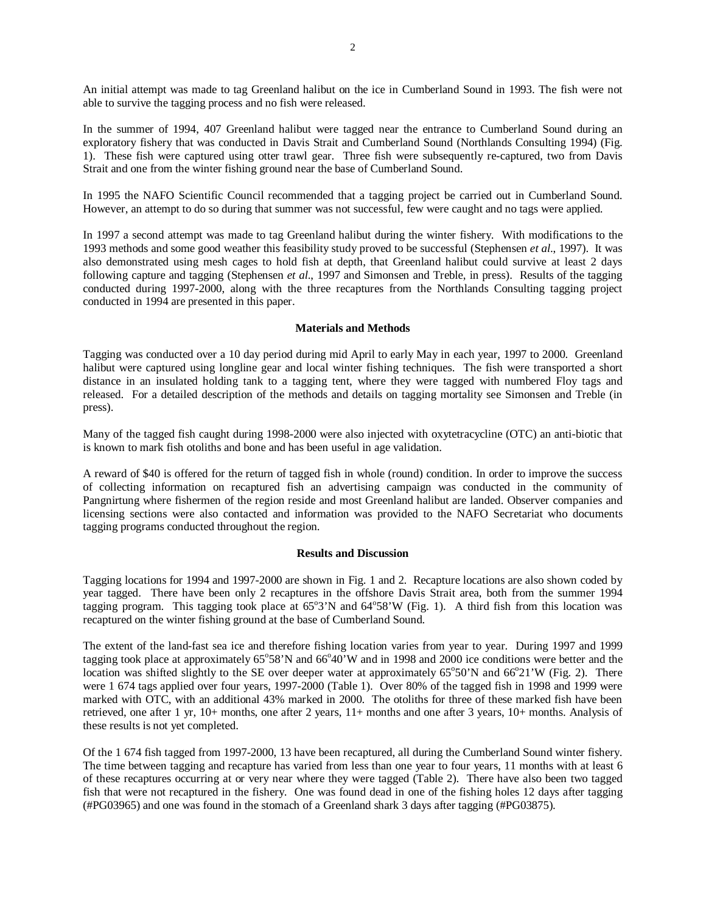An initial attempt was made to tag Greenland halibut on the ice in Cumberland Sound in 1993. The fish were not able to survive the tagging process and no fish were released.

In the summer of 1994, 407 Greenland halibut were tagged near the entrance to Cumberland Sound during an exploratory fishery that was conducted in Davis Strait and Cumberland Sound (Northlands Consulting 1994) (Fig. 1). These fish were captured using otter trawl gear. Three fish were subsequently re-captured, two from Davis Strait and one from the winter fishing ground near the base of Cumberland Sound.

In 1995 the NAFO Scientific Council recommended that a tagging project be carried out in Cumberland Sound. However, an attempt to do so during that summer was not successful, few were caught and no tags were applied.

In 1997 a second attempt was made to tag Greenland halibut during the winter fishery. With modifications to the 1993 methods and some good weather this feasibility study proved to be successful (Stephensen *et al*., 1997). It was also demonstrated using mesh cages to hold fish at depth, that Greenland halibut could survive at least 2 days following capture and tagging (Stephensen *et al*., 1997 and Simonsen and Treble, in press). Results of the tagging conducted during 1997-2000, along with the three recaptures from the Northlands Consulting tagging project conducted in 1994 are presented in this paper.

## Materials and Methods

Tagging was conducted over a 10 day period during mid April to early May in each year, 1997 to 2000. Greenland halibut were captured using longline gear and local winter fishing techniques. The fish were transported a short distance in an insulated holding tank to a tagging tent, where they were tagged with numbered Floy tags and released. For a detailed description of the methods and details on tagging mortality see Simonsen and Treble (in press).

Many of the tagged fish caught during 1998-2000 were also injected with oxytetracycline (OTC) an anti-biotic that is known to mark fish otoliths and bone and has been useful in age validation.

A reward of $40 is offered for the return of tagged fish in whole (round) condition. In order to improve the success of collecting information on recaptured fish an advertising campaign was conducted in the community of Pangnirtung where fishermen of the region reside and most Greenland halibut are landed. Observer companies and licensing sections were also contacted and information was provided to the NAFO Secretariat who documents tagging programs conducted throughout the region.

## Results and Discussion

Tagging locations for 1994 and 1997-2000 are shown in Fig. 1 and 2. Recapture locations are also shown coded by year tagged. There have been only 2 recaptures in the offshore Davis Strait area, both from the summer 1994 tagging program. This tagging took place at 65°3'N and 64°58'W (Fig. 1). A third fish from this location was recaptured on the winter fishing ground at the base of Cumberland Sound.

The extent of the land-fast sea ice and therefore fishing location varies from year to year. During 1997 and 1999 tagging took place at approximately 65°58'N and 66°40'W and in 1998 and 2000 ice conditions were better and the location was shifted slightly to the SE over deeper water at approximately 65°50'N and 66°21'W (Fig. 2). There were 1 674 tags applied over four years, 1997-2000 (Table 1). Over 80% of the tagged fish in 1998 and 1999 were marked with OTC, with an additional 43% marked in 2000. The otoliths for three of these marked fish have been retrieved, one after 1 yr, 10+ months, one after 2 years, 11+ months and one after 3 years, 10+ months. Analysis of these results is not yet completed.

Of the 1 674 fish tagged from 1997-2000, 13 have been recaptured, all during the Cumberland Sound winter fishery. The time between tagging and recapture has varied from less than one year to four years, 11 months with at least 6 of these recaptures occurring at or very near where they were tagged (Table 2). There have also been two tagged fish that were not recaptured in the fishery. One was found dead in one of the fishing holes 12 days after tagging (#PG03965) and one was found in the stomach of a Greenland shark 3 days after tagging (#PG03875).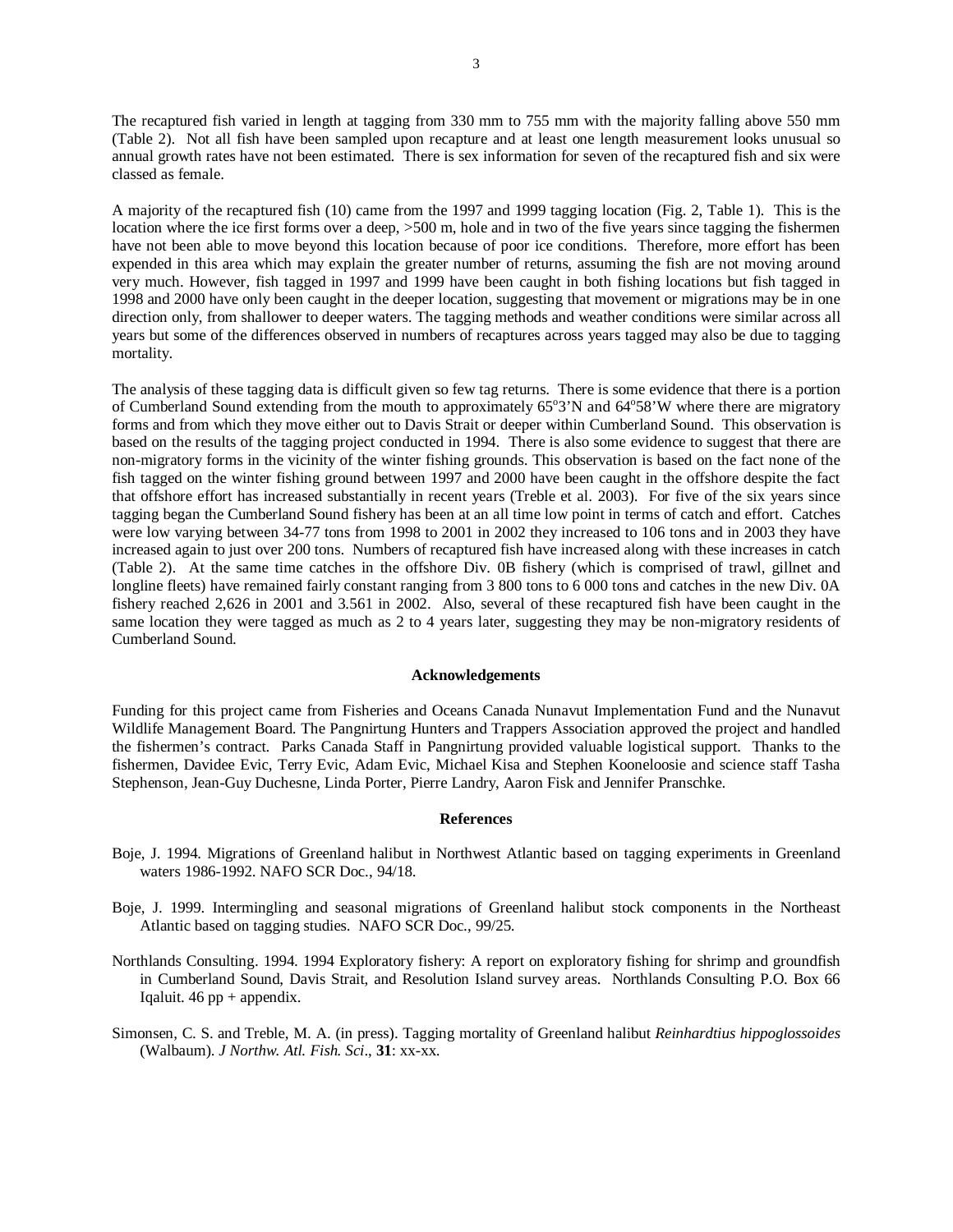The recaptured fish varied in length at tagging from 330 mm to 755 mm with the majority falling above 550 mm (Table 2). Not all fish have been sampled upon recapture and at least one length measurement looks unusual so annual growth rates have not been estimated. There is sex information for seven of the recaptured fish and six were classed as female.

A majority of the recaptured fish (10) came from the 1997 and 1999 tagging location (Fig. 2, Table 1). This is the location where the ice first forms over a deep, >500 m, hole and in two of the five years since tagging the fishermen have not been able to move beyond this location because of poor ice conditions. Therefore, more effort has been expended in this area which may explain the greater number of returns, assuming the fish are not moving around very much. However, fish tagged in 1997 and 1999 have been caught in both fishing locations but fish tagged in 1998 and 2000 have only been caught in the deeper location, suggesting that movement or migrations may be in one direction only, from shallower to deeper waters. The tagging methods and weather conditions were similar across all years but some of the differences observed in numbers of recaptures across years tagged may also be due to tagging mortality.

The analysis of these tagging data is difficult given so few tag returns. There is some evidence that there is a portion of Cumberland Sound extending from the mouth to approximately 65°3'N and 64°58'W where there are migratory forms and from which they move either out to Davis Strait or deeper within Cumberland Sound. This observation is based on the results of the tagging project conducted in 1994. There is also some evidence to suggest that there are non-migratory forms in the vicinity of the winter fishing grounds. This observation is based on the fact none of the fish tagged on the winter fishing ground between 1997 and 2000 have been caught in the offshore despite the fact that offshore effort has increased substantially in recent years (Treble et al. 2003). For five of the six years since tagging began the Cumberland Sound fishery has been at an all time low point in terms of catch and effort. Catches were low varying between 34-77 tons from 1998 to 2001 in 2002 they increased to 106 tons and in 2003 they have increased again to just over 200 tons. Numbers of recaptured fish have increased along with these increases in catch (Table 2). At the same time catches in the offshore Div. 0B fishery (which is comprised of trawl, gillnet and longline fleets) have remained fairly constant ranging from 3 800 tons to 6 000 tons and catches in the new Div. 0A fishery reached 2,626 in 2001 and 3.561 in 2002. Also, several of these recaptured fish have been caught in the same location they were tagged as much as 2 to 4 years later, suggesting they may be non-migratory residents of Cumberland Sound.

## Acknowledgements

Funding for this project came from Fisheries and Oceans Canada Nunavut Implementation Fund and the Nunavut Wildlife Management Board. The Pangnirtung Hunters and Trappers Association approved the project and handled the fishermen's contract. Parks Canada Staff in Pangnirtung provided valuable logistical support. Thanks to the fishermen, Davidee Evic, Terry Evic, Adam Evic, Michael Kisa and Stephen Kooneloosie and science staff Tasha Stephenson, Jean-Guy Duchesne, Linda Porter, Pierre Landry, Aaron Fisk and Jennifer Pranschke.

## References

Boje, J. 1994. Migrations of Greenland halibut in Northwest Atlantic based on tagging experiments in Greenland waters 1986-1992. NAFO SCR Doc., 94/18.

Boje, J. 1999. Intermingling and seasonal migrations of Greenland halibut stock components in the Northeast Atlantic based on tagging studies. NAFO SCR Doc., 99/25.

Northlands Consulting. 1994. 1994 Exploratory fishery: A report on exploratory fishing for shrimp and groundfish in Cumberland Sound, Davis Strait, and Resolution Island survey areas. Northlands Consulting P.O. Box 66 Iqaluit. 46 pp + appendix.

Simonsen, C. S. and Treble, M. A. (in press). Tagging mortality of Greenland halibut *Reinhardtius hippoglossoides* (Walbaum). *J Northw. Atl. Fish. Sci*., **31**: xx-xx.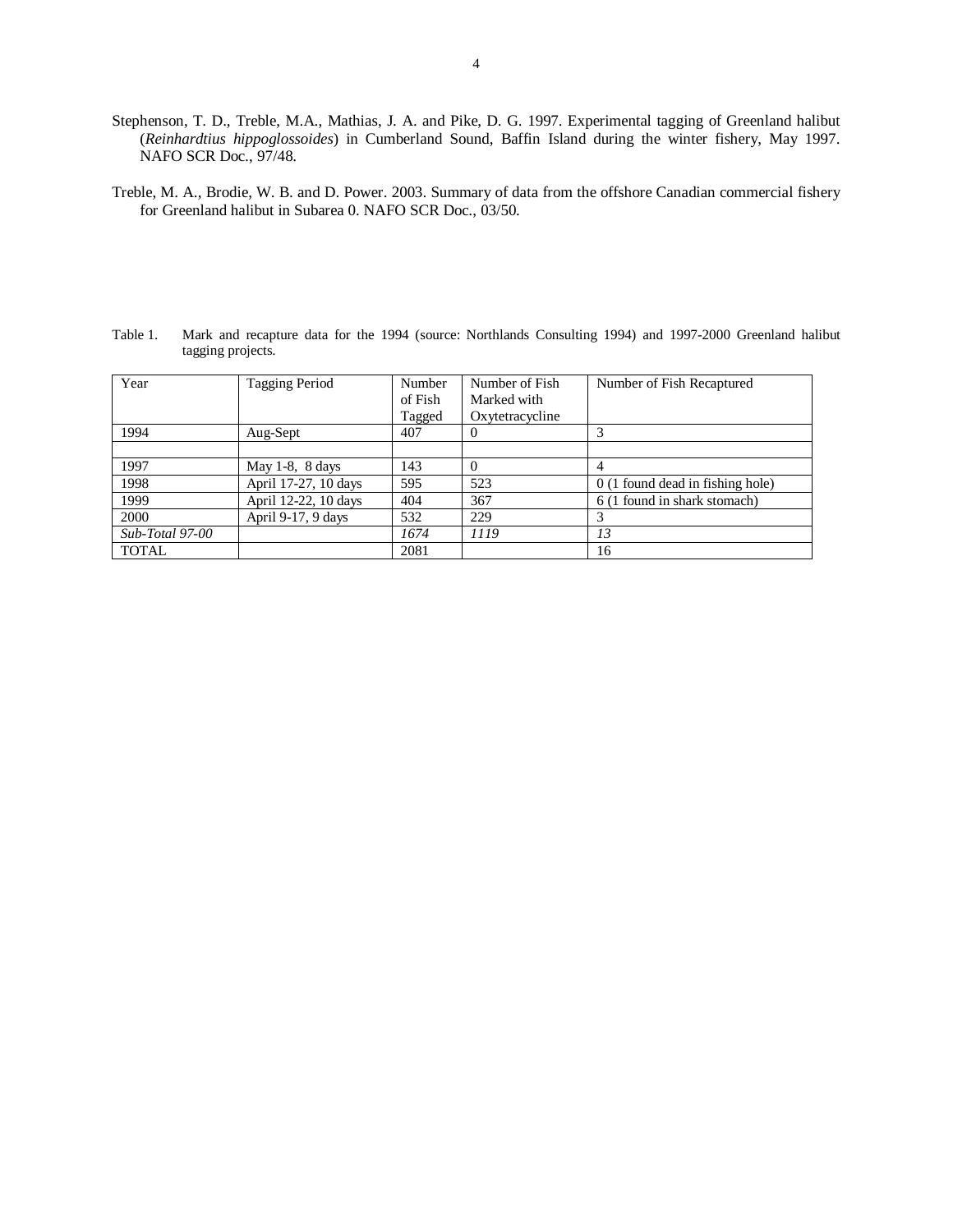Stephenson, T. D., Treble, M.A., Mathias, J. A. and Pike, D. G. 1997. Experimental tagging of Greenland halibut (*Reinhardtius hippoglossoides*) in Cumberland Sound, Baffin Island during the winter fishery, May 1997. NAFO SCR Doc., 97/48.

Treble, M. A., Brodie, W. B. and D. Power. 2003. Summary of data from the offshore Canadian commercial fishery for Greenland halibut in Subarea 0. NAFO SCR Doc., 03/50.

Table 1. Mark and recapture data for the 1994 (source: Northlands Consulting 1994) and 1997-2000 Greenland halibut tagging projects.

| Year | Tagging Period | Number of Fish Tagged | Number of Fish Marked with Oxytetracycline | Number of Fish Recaptured |
|---|---|---|---|---|
| 1994 | Aug-Sept | 407 | 0 | 3 |
| | | | | |
| 1997 | May 1-8, 8 days | 143 | 0 | 4 |
| 1998 | April 17-27, 10 days | 595 | 523 | 0 (1 found dead in fishing hole) |
| 1999 | April 12-22, 10 days | 404 | 367 | 6 (1 found in shark stomach) |
| 2000 | April 9-17, 9 days | 532 | 229 | 3 |
| *Sub-Total 97-00* | | *1674* | *1119* | *13* |
| TOTAL | | 2081 | | 16 |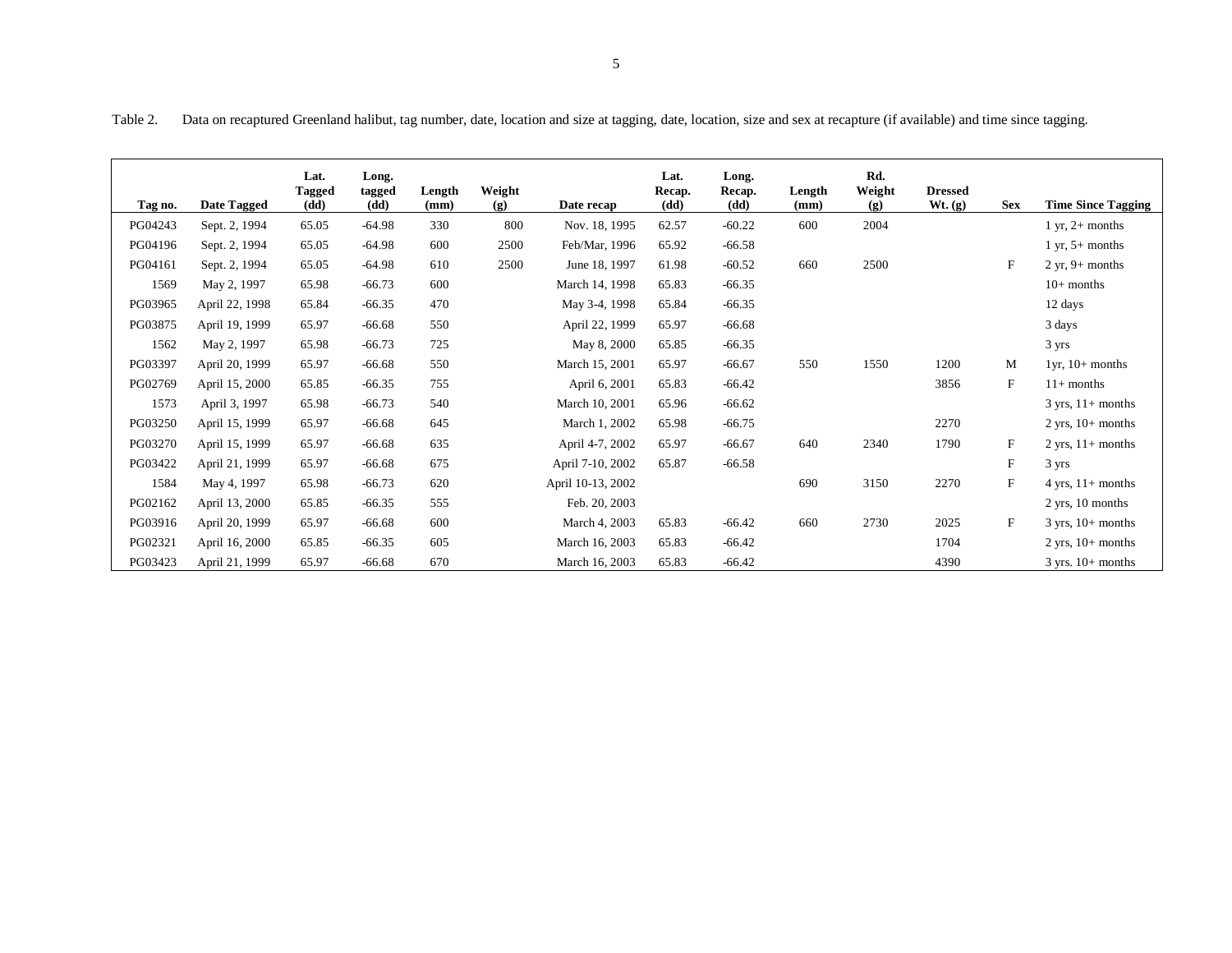Table 2. Data on recaptured Greenland halibut, tag number, date, location and size at tagging, date, location, size and sex at recapture (if available) and time since tagging.

| Tag no. | Date Tagged | Lat. Tagged (dd) | Long. tagged (dd) | Length (mm) | Weight (g) | Date recap | Lat. Recap. (dd) | Long. Recap. (dd) | Length (mm) | Rd. Weight (g) | Dressed Wt. (g) | Sex | Time Since Tagging |
|---|---|---|---|---|---|---|---|---|---|---|---|---|---|
| PG04243 | Sept. 2, 1994 | 65.05 | -64.98 | 330 | 800 | Nov. 18, 1995 | 62.57 | -60.22 | 600 | 2004 | | | 1 yr, 2+ months |
| PG04196 | Sept. 2, 1994 | 65.05 | -64.98 | 600 | 2500 | Feb/Mar, 1996 | 65.92 | -66.58 | | | | | 1 yr, 5+ months |
| PG04161 | Sept. 2, 1994 | 65.05 | -64.98 | 610 | 2500 | June 18, 1997 | 61.98 | -60.52 | 660 | 2500 | | F | 2 yr, 9+ months |
| 1569 | May 2, 1997 | 65.98 | -66.73 | 600 | | March 14, 1998 | 65.83 | -66.35 | | | | | 10+ months |
| PG03965 | April 22, 1998 | 65.84 | -66.35 | 470 | | May 3-4, 1998 | 65.84 | -66.35 | | | | | 12 days |
| PG03875 | April 19, 1999 | 65.97 | -66.68 | 550 | | April 22, 1999 | 65.97 | -66.68 | | | | | 3 days |
| 1562 | May 2, 1997 | 65.98 | -66.73 | 725 | | May 8, 2000 | 65.85 | -66.35 | | | | | 3 yrs |
| PG03397 | April 20, 1999 | 65.97 | -66.68 | 550 | | March 15, 2001 | 65.97 | -66.67 | 550 | 1550 | 1200 | M | 1yr, 10+ months |
| PG02769 | April 15, 2000 | 65.85 | -66.35 | 755 | | April 6, 2001 | 65.83 | -66.42 | | | 3856 | F | 11+ months |
| 1573 | April 3, 1997 | 65.98 | -66.73 | 540 | | March 10, 2001 | 65.96 | -66.62 | | | | | 3 yrs, 11+ months |
| PG03250 | April 15, 1999 | 65.97 | -66.68 | 645 | | March 1, 2002 | 65.98 | -66.75 | | | 2270 | | 2 yrs, 10+ months |
| PG03270 | April 15, 1999 | 65.97 | -66.68 | 635 | | April 4-7, 2002 | 65.97 | -66.67 | 640 | 2340 | 1790 | F | 2 yrs, 11+ months |
| PG03422 | April 21, 1999 | 65.97 | -66.68 | 675 | | April 7-10, 2002 | 65.87 | -66.58 | | | | F | 3 yrs |
| 1584 | May 4, 1997 | 65.98 | -66.73 | 620 | | April 10-13, 2002 | | | 690 | 3150 | 2270 | F | 4 yrs, 11+ months |
| PG02162 | April 13, 2000 | 65.85 | -66.35 | 555 | | Feb. 20, 2003 | | | | | | | 2 yrs, 10 months |
| PG03916 | April 20, 1999 | 65.97 | -66.68 | 600 | | March 4, 2003 | 65.83 | -66.42 | 660 | 2730 | 2025 | F | 3 yrs, 10+ months |
| PG02321 | April 16, 2000 | 65.85 | -66.35 | 605 | | March 16, 2003 | 65.83 | -66.42 | | | 1704 | | 2 yrs, 10+ months |
| PG03423 | April 21, 1999 | 65.97 | -66.68 | 670 | | March 16, 2003 | 65.83 | -66.42 | | | 4390 | | 3 yrs. 10+ months |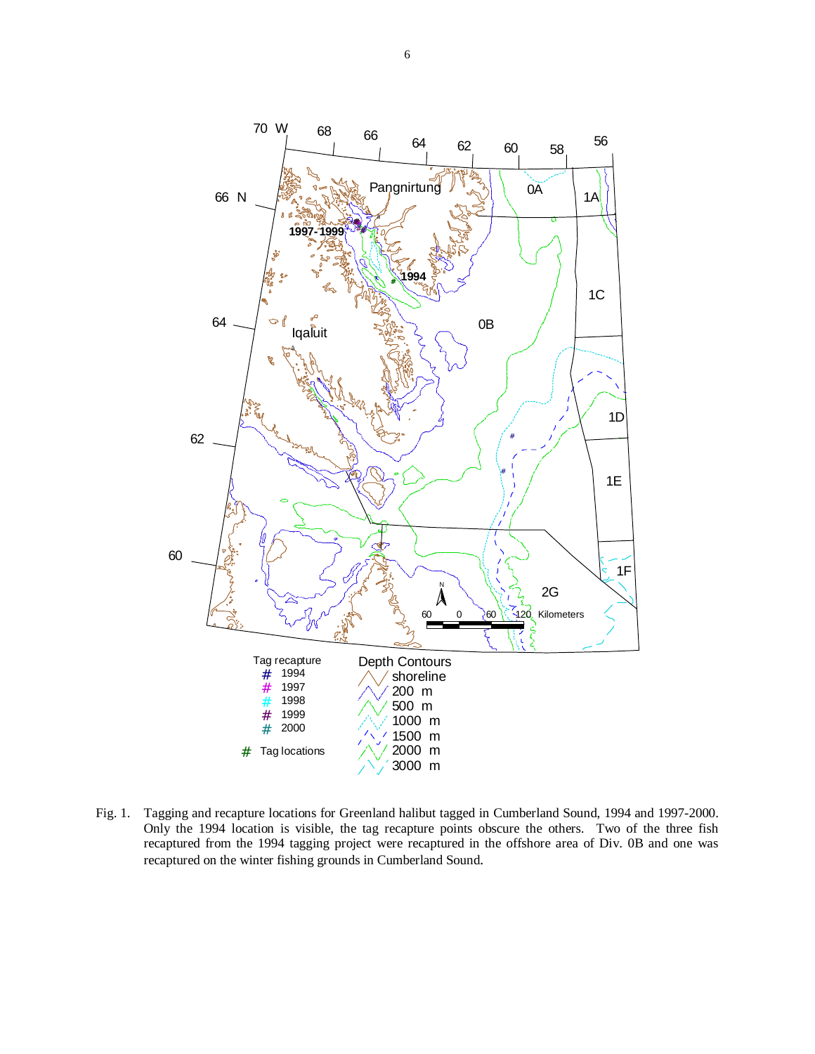Fig. 1. Tagging and recapture locations for Greenland halibut tagged in Cumberland Sound, 1994 and 1997-2000. Only the 1994 location is visible, the tag recapture points obscure the others. Two of the three fish recaptured from the 1994 tagging project were recaptured in the offshore area of Div. 0B and one was recaptured on the winter fishing grounds in Cumberland Sound.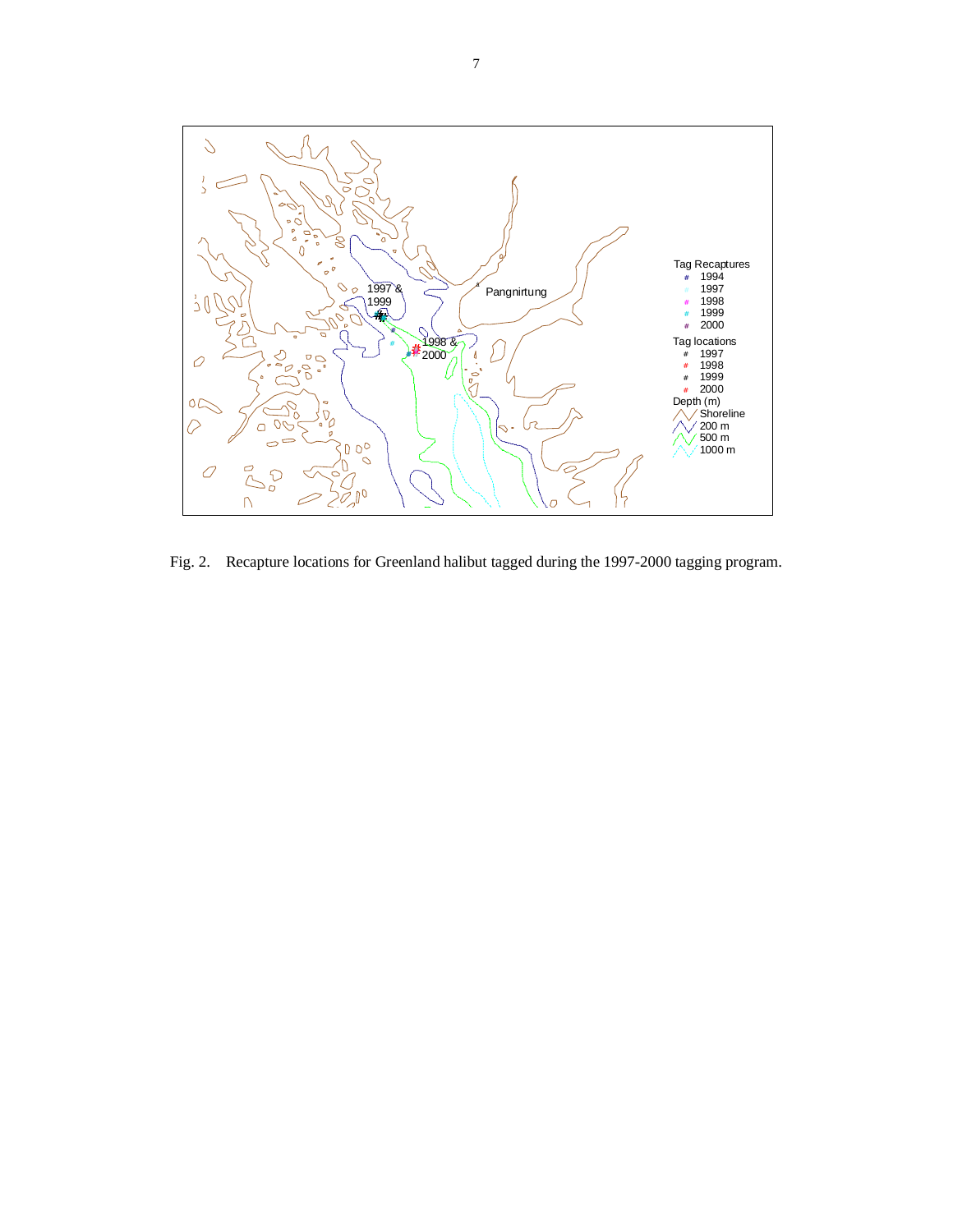1997 &
1999

Pangnirtung

1998 &
2000

Tag Recaptures
# 1994
# 1997
# 1998
# 1999
# 2000
Tag locations
# 1997
# 1998
# 1999
# 2000
Depth (m)
Shoreline
200 m
500 m
1000 m

Fig. 2. Recapture locations for Greenland halibut tagged during the 1997-2000 tagging program.